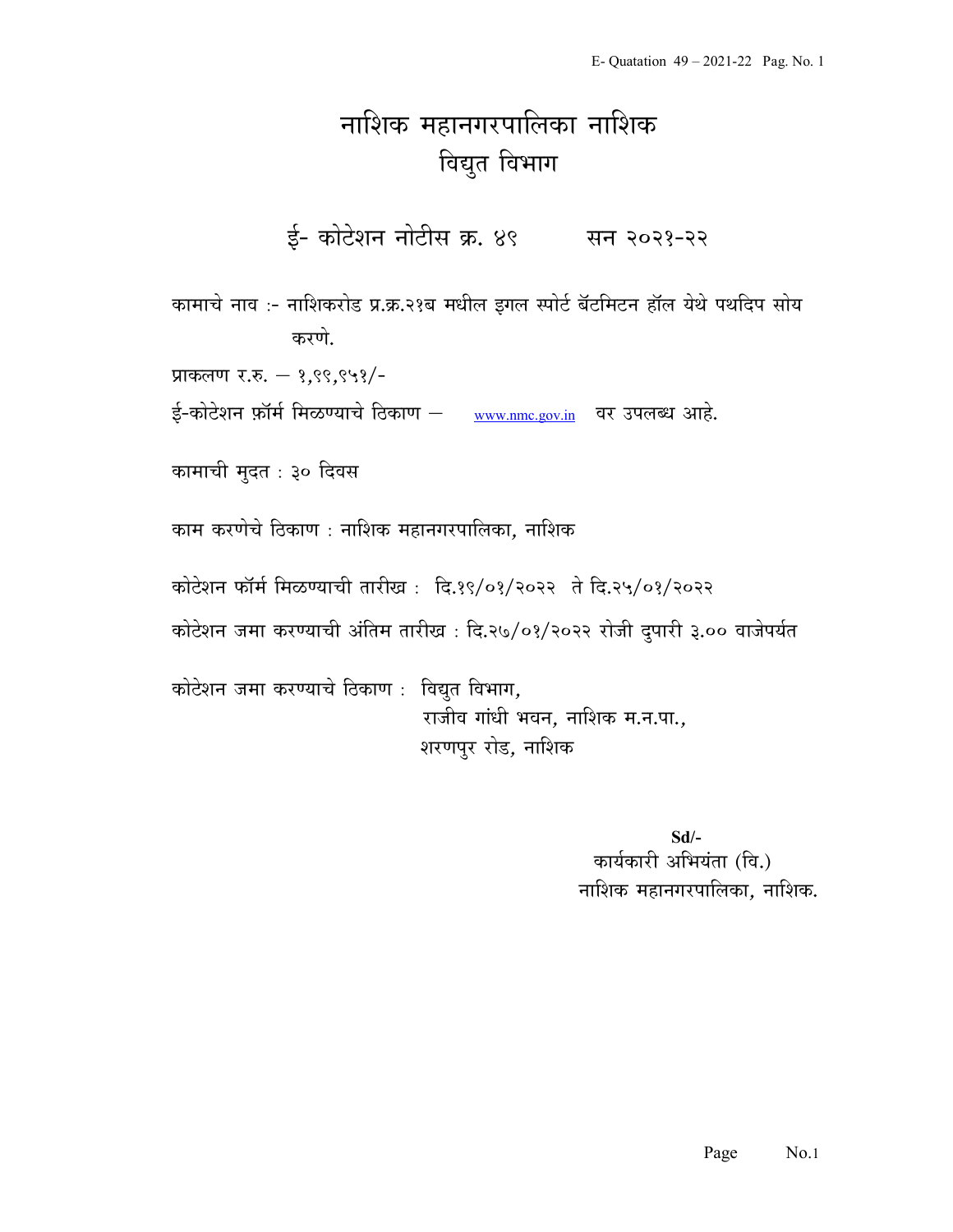# नाशिक महानगरपालिका नाशिक

## विद्युत विभाग

### ई- कोटेशन नोटीस क्र. ४९ सन २०२१-२२

कामाचे नाव :- नाशिकरोड प्र.क्र.२१ब मधील इगल स्पोर्ट बॅटमिटन हॉल येथे पथदिप सोय करणे.

प्राकलण र.रु. – १,९९,९५१/-

ई-कोटेशन फ़ॉर्म मिळण्याचे ठिकाण – www.nmc.gov.in वर उपलब्ध आहे.

कामाची मुदत : ३० दिवस

काम करणेचे ठिकाण : नाशिक महानगरपालिका, नाशिक

कोटेशन फॉर्म मिळण्याची तारीख : दि.१९/०१/२०२२ ते दि.२५/०१/२०२२

कोटेशन जमा करण्याची अंतिम तारीख : दि.२७/०१/२०२२ रोजी दुपारी ३.०० वाजेपर्यत

कोटेशन जमा करण्याचे ठिकाण : विद्युत विभाग,
राजीव गांधी भवन, नाशिक म.न.पा.,
शरणपुर रोड, नाशिक

**Sd/-**
कार्यकारी अभियंता (वि.)
नाशिक महानगरपालिका, नाशिक.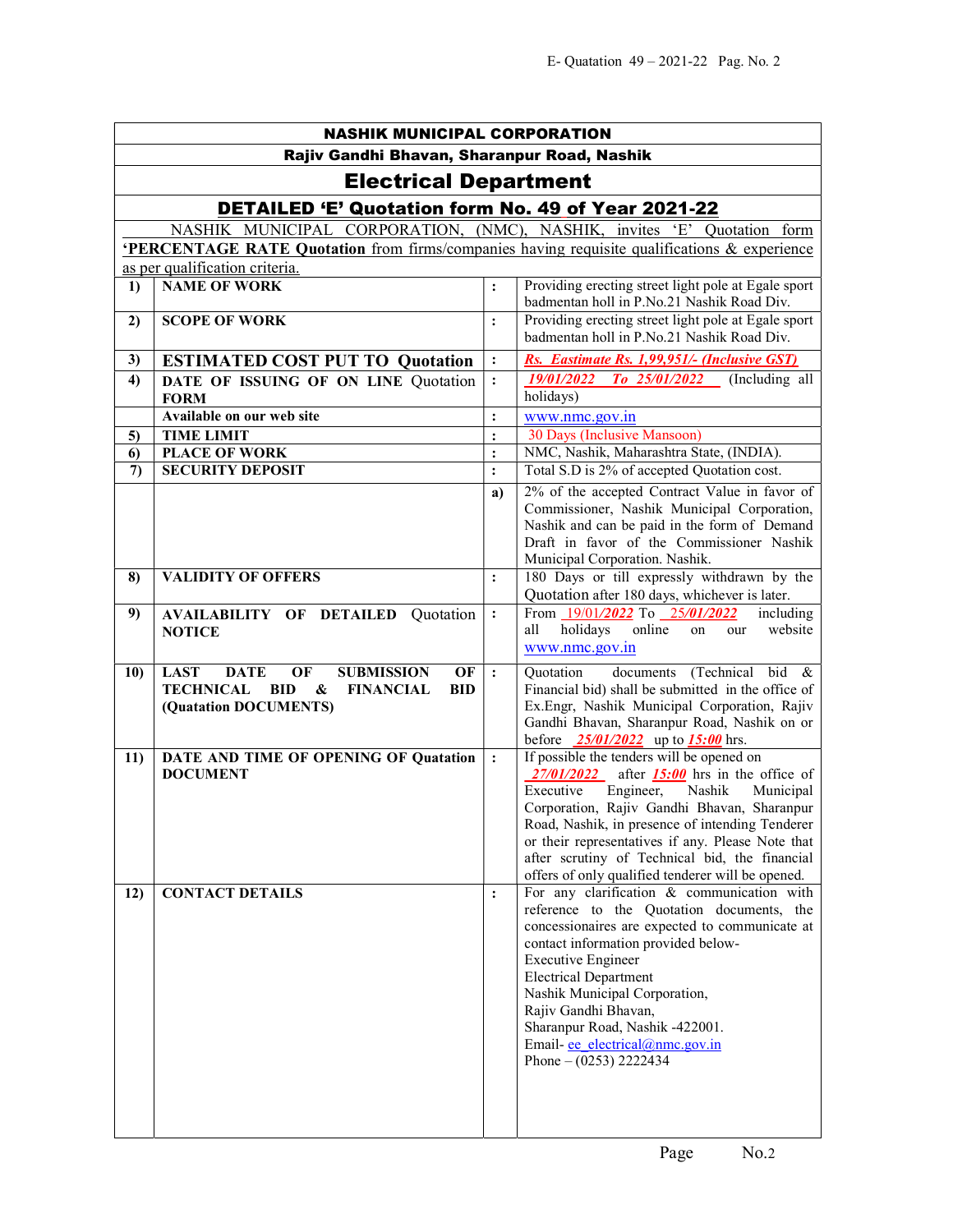# NASHIK MUNICIPAL CORPORATION

## Rajiv Gandhi Bhavan, Sharanpur Road, Nashik

## Electrical Department

## DETAILED 'E' Quotation form No. 49 of Year 2021-22

NASHIK MUNICIPAL CORPORATION, (NMC), NASHIK, invites 'E' Quotation form **'PERCENTAGE RATE Quotation** from firms/companies having requisite qualifications & experience as per qualification criteria.

| | | | |
|---|---|---|---|
| **1)** | **NAME OF WORK** | : | Providing erecting street light pole at Egale sport badmentan holl in P.No.21 Nashik Road Div. |
| **2)** | **SCOPE OF WORK** | : | Providing erecting street light pole at Egale sport badmentan holl in P.No.21 Nashik Road Div. |
| **3)** | **ESTIMATED COST PUT TO Quotation** | : | ***Rs. Eastimate Rs. 1,99,951/- (Inclusive GST)*** |
| **4)** | **DATE OF ISSUING OF ON LINE Quotation FORM** | : | ***19/01/2022 To 25/01/2022*** (Including all holidays) |
| | **Available on our web site** | : | www.nmc.gov.in |
| **5)** | **TIME LIMIT** | : | 30 Days (Inclusive Mansoon) |
| **6)** | **PLACE OF WORK** | : | NMC, Nashik, Maharashtra State, (INDIA). |
| **7)** | **SECURITY DEPOSIT** | : | Total S.D is 2% of accepted Quotation cost. |
| | | a) | 2% of the accepted Contract Value in favor of Commissioner, Nashik Municipal Corporation, Nashik and can be paid in the form of Demand Draft in favor of the Commissioner Nashik Municipal Corporation. Nashik. |
| **8)** | **VALIDITY OF OFFERS** | : | 180 Days or till expressly withdrawn by the Quotation after 180 days, whichever is later. |
| **9)** | **AVAILABILITY OF DETAILED Quotation NOTICE** | : | From 19/01/***2022*** To ***25/01/2022*** including all holidays online on our website www.nmc.gov.in |
| **10)** | **LAST DATE OF SUBMISSION OF TECHNICAL BID & FINANCIAL BID (Quatation DOCUMENTS)** | : | Quotation documents (Technical bid & Financial bid) shall be submitted in the office of Ex.Engr, Nashik Municipal Corporation, Rajiv Gandhi Bhavan, Sharanpur Road, Nashik on or before ***25/01/2022*** up to ***15:00*** hrs. |
| **11)** | **DATE AND TIME OF OPENING OF Quatation DOCUMENT** | : | If possible the tenders will be opened on ***27/01/2022*** after ***15:00*** hrs in the office of Executive Engineer, Nashik Municipal Corporation, Rajiv Gandhi Bhavan, Sharanpur Road, Nashik, in presence of intending Tenderer or their representatives if any. Please Note that after scrutiny of Technical bid, the financial offers of only qualified tenderer will be opened. |
| **12)** | **CONTACT DETAILS** | : | For any clarification & communication with reference to the Quotation documents, the concessionaires are expected to communicate at contact information provided below-<br>Executive Engineer<br>Electrical Department<br>Nashik Municipal Corporation,<br>Rajiv Gandhi Bhavan,<br>Sharanpur Road, Nashik -422001.<br>Email- ee_electrical@nmc.gov.in<br>Phone – (0253) 2222434 |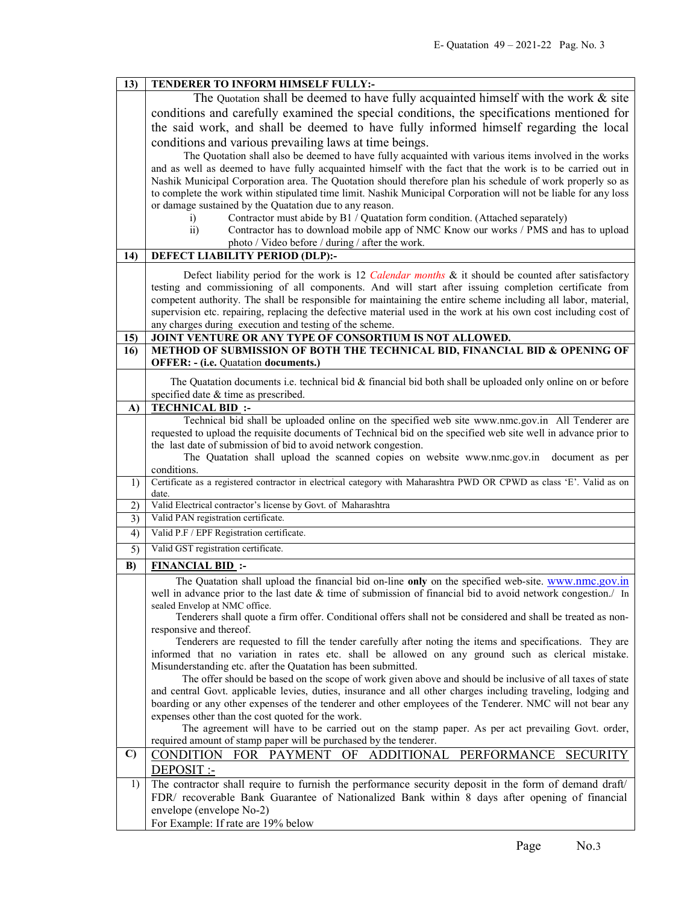### 13) TENDERER TO INFORM HIMSELF FULLY:-

The Quotation shall be deemed to have fully acquainted himself with the work & site conditions and carefully examined the special conditions, the specifications mentioned for the said work, and shall be deemed to have fully informed himself regarding the local conditions and various prevailing laws at time beings.

The Quotation shall also be deemed to have fully acquainted with various items involved in the works and as well as deemed to have fully acquainted himself with the fact that the work is to be carried out in Nashik Municipal Corporation area. The Quotation should therefore plan his schedule of work properly so as to complete the work within stipulated time limit. Nashik Municipal Corporation will not be liable for any loss or damage sustained by the Quatation due to any reason.

i) Contractor must abide by B1 / Quatation form condition. (Attached separately)

ii) Contractor has to download mobile app of NMC Know our works / PMS and has to upload photo / Video before / during / after the work.

### 14) DEFECT LIABILITY PERIOD (DLP):-

Defect liability period for the work is 12 *Calendar months* & it should be counted after satisfactory testing and commissioning of all components. And will start after issuing completion certificate from competent authority. The shall be responsible for maintaining the entire scheme including all labor, material, supervision etc. repairing, replacing the defective material used in the work at his own cost including cost of any charges during execution and testing of the scheme.

### 15) JOINT VENTURE OR ANY TYPE OF CONSORTIUM IS NOT ALLOWED.

### 16) METHOD OF SUBMISSION OF BOTH THE TECHNICAL BID, FINANCIAL BID & OPENING OF OFFER: - (i.e. Quotation documents.)

The Quotation documents i.e. technical bid & financial bid both shall be uploaded only online on or before specified date & time as prescribed.

#### A) TECHNICAL BID :-

Technical bid shall be uploaded online on the specified web site www.nmc.gov.in All Tenderer are requested to upload the requisite documents of Technical bid on the specified web site well in advance prior to the last date of submission of bid to avoid network congestion.

The Quotation shall upload the scanned copies on website www.nmc.gov.in document as per conditions.

1) Certificate as a registered contractor in electrical category with Maharashtra PWD OR CPWD as class 'E'. Valid as on date.
2) Valid Electrical contractor's license by Govt. of Maharashtra
3) Valid PAN registration certificate.
4) Valid P.F / EPF Registration certificate.
5) Valid GST registration certificate.

#### B) FINANCIAL BID :-

The Quatation shall upload the financial bid on-line **only** on the specified web-site. www.nmc.gov.in well in advance prior to the last date & time of submission of financial bid to avoid network congestion./ In sealed Envelop at NMC office.

Tenderers shall quote a firm offer. Conditional offers shall not be considered and shall be treated as non-responsive and thereof.

Tenderers are requested to fill the tender carefully after noting the items and specifications. They are informed that no variation in rates etc. shall be allowed on any ground such as clerical mistake. Misunderstanding etc. after the Quatation has been submitted.

The offer should be based on the scope of work given above and should be inclusive of all taxes of state and central Govt. applicable levies, duties, insurance and all other charges including traveling, lodging and boarding or any other expenses of the tenderer and other employees of the Tenderer. NMC will not bear any expenses other than the cost quoted for the work.

The agreement will have to be carried out on the stamp paper. As per act prevailing Govt. order, required amount of stamp paper will be purchased by the tenderer.

#### C) CONDITION FOR PAYMENT OF ADDITIONAL PERFORMANCE SECURITY DEPOSIT :-

1) The contractor shall require to furnish the performance security deposit in the form of demand draft/ FDR/ recoverable Bank Guarantee of Nationalized Bank within 8 days after opening of financial envelope (envelope No-2)

For Example: If rate are 19% below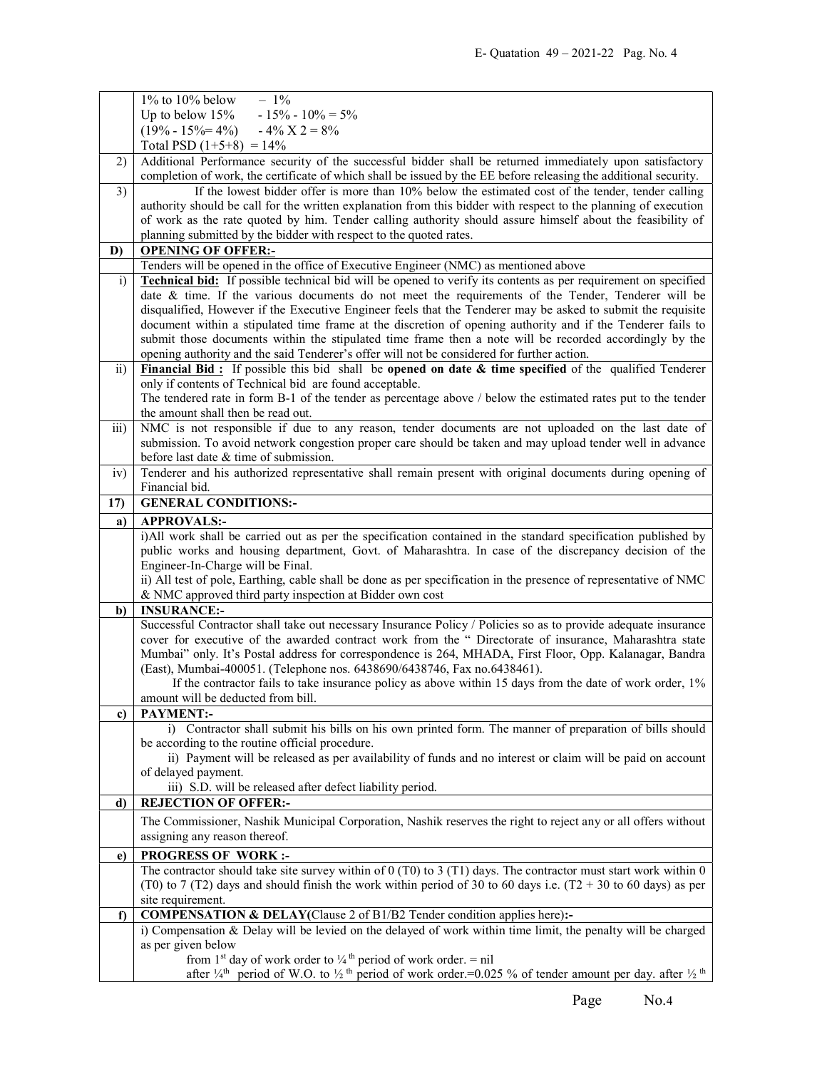| | |
|---|---|
| | 1% to 10% below – 1%<br>Up to below 15% - 15% - 10% = 5%<br>(19% - 15%= 4%) - 4% X 2 = 8%<br>Total PSD (1+5+8) = 14% |
| 2) | Additional Performance security of the successful bidder shall be returned immediately upon satisfactory completion of work, the certificate of which shall be issued by the EE before releasing the additional security. |
| 3) | If the lowest bidder offer is more than 10% below the estimated cost of the tender, tender calling authority should be call for the written explanation from this bidder with respect to the planning of execution of work as the rate quoted by him. Tender calling authority should assure himself about the feasibility of planning submitted by the bidder with respect to the quoted rates. |
| **D)** | **OPENING OF OFFER:-** |
| | Tenders will be opened in the office of Executive Engineer (NMC) as mentioned above |
| i) | **Technical bid:** If possible technical bid will be opened to verify its contents as per requirement on specified date & time. If the various documents do not meet the requirements of the Tender, Tenderer will be disqualified, However if the Executive Engineer feels that the Tenderer may be asked to submit the requisite document within a stipulated time frame at the discretion of opening authority and if the Tenderer fails to submit those documents within the stipulated time frame then a note will be recorded accordingly by the opening authority and the said Tenderer's offer will not be considered for further action. |
| ii) | **Financial Bid :** If possible this bid shall be **opened on date & time specified** of the qualified Tenderer only if contents of Technical bid are found acceptable.<br>The tendered rate in form B-1 of the tender as percentage above / below the estimated rates put to the tender the amount shall then be read out. |
| iii) | NMC is not responsible if due to any reason, tender documents are not uploaded on the last date of submission. To avoid network congestion proper care should be taken and may upload tender well in advance before last date & time of submission. |
| iv) | Tenderer and his authorized representative shall remain present with original documents during opening of Financial bid. |
| **17)** | **GENERAL CONDITIONS:-** |
| **a)** | **APPROVALS:-** |
| | i)All work shall be carried out as per the specification contained in the standard specification published by public works and housing department, Govt. of Maharashtra. In case of the discrepancy decision of the Engineer-In-Charge will be Final.<br>ii) All test of pole, Earthing, cable shall be done as per specification in the presence of representative of NMC & NMC approved third party inspection at Bidder own cost |
| **b)** | **INSURANCE:-** |
| | Successful Contractor shall take out necessary Insurance Policy / Policies so as to provide adequate insurance cover for executive of the awarded contract work from the " Directorate of insurance, Maharashtra state Mumbai" only. It's Postal address for correspondence is 264, MHADA, First Floor, Opp. Kalanagar, Bandra (East), Mumbai-400051. (Telephone nos. 6438690/6438746, Fax no.6438461).<br>If the contractor fails to take insurance policy as above within 15 days from the date of work order, 1% amount will be deducted from bill. |
| **c)** | **PAYMENT:-** |
| | i) Contractor shall submit his bills on his own printed form. The manner of preparation of bills should be according to the routine official procedure.<br>ii) Payment will be released as per availability of funds and no interest or claim will be paid on account of delayed payment.<br>iii) S.D. will be released after defect liability period. |
| **d)** | **REJECTION OF OFFER:-** |
| | The Commissioner, Nashik Municipal Corporation, Nashik reserves the right to reject any or all offers without assigning any reason thereof. |
| **e)** | **PROGRESS OF WORK :-** |
| | The contractor should take site survey within of 0 (T0) to 3 (T1) days. The contractor must start work within 0 (T0) to 7 (T2) days and should finish the work within period of 30 to 60 days i.e. (T2 + 30 to 60 days) as per site requirement. |
| **f)** | **COMPENSATION & DELAY(Clause 2 of B1/B2 Tender condition applies here):-** |
| | i) Compensation & Delay will be levied on the delayed of work within time limit, the penalty will be charged as per given below<br>from 1st day of work order to ¼th period of work order. = nil<br>after ¼th period of W.O. to ½th period of work order.=0.025 % of tender amount per day. after ½th |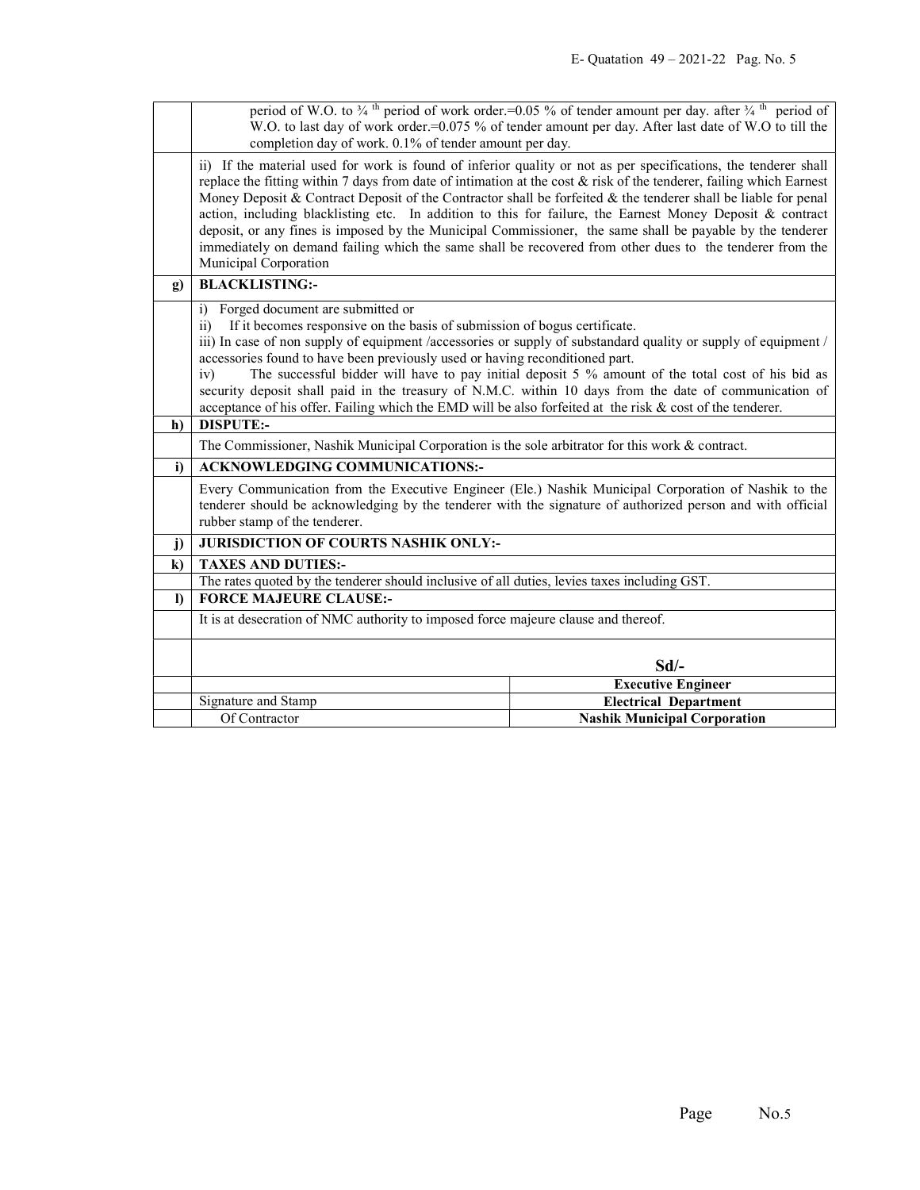| | |
|---|---|
| | period of W.O. to ¾ th period of work order.=0.05 % of tender amount per day. after ¾ th period of W.O. to last day of work order.=0.075 % of tender amount per day. After last date of W.O to till the completion day of work. 0.1% of tender amount per day. |
| | ii) If the material used for work is found of inferior quality or not as per specifications, the tenderer shall replace the fitting within 7 days from date of intimation at the cost & risk of the tenderer, failing which Earnest Money Deposit & Contract Deposit of the Contractor shall be forfeited & the tenderer shall be liable for penal action, including blacklisting etc. In addition to this for failure, the Earnest Money Deposit & contract deposit, or any fines is imposed by the Municipal Commissioner, the same shall be payable by the tenderer immediately on demand failing which the same shall be recovered from other dues to the tenderer from the Municipal Corporation |
| **g)** | **BLACKLISTING:-** |
| | i) Forged document are submitted or<br>ii) If it becomes responsive on the basis of submission of bogus certificate.<br>iii) In case of non supply of equipment /accessories or supply of substandard quality or supply of equipment / accessories found to have been previously used or having reconditioned part.<br>iv) The successful bidder will have to pay initial deposit 5 % amount of the total cost of his bid as security deposit shall paid in the treasury of N.M.C. within 10 days from the date of communication of acceptance of his offer. Failing which the EMD will be also forfeited at the risk & cost of the tenderer. |
| **h)** | **DISPUTE:-** |
| | The Commissioner, Nashik Municipal Corporation is the sole arbitrator for this work & contract. |
| **i)** | **ACKNOWLEDGING COMMUNICATIONS:-** |
| | Every Communication from the Executive Engineer (Ele.) Nashik Municipal Corporation of Nashik to the tenderer should be acknowledging by the tenderer with the signature of authorized person and with official rubber stamp of the tenderer. |
| **j)** | **JURISDICTION OF COURTS NASHIK ONLY:-** |
| **k)** | **TAXES AND DUTIES:-** |
| | The rates quoted by the tenderer should inclusive of all duties, levies taxes including GST. |
| **l)** | **FORCE MAJEURE CLAUSE:-** |
| | It is at desecration of NMC authority to imposed force majeure clause and thereof. |

| | | |
|---|---|---|
| | | **Sd/-** |
| | | **Executive Engineer** |
| | Signature and Stamp | **Electrical Department** |
| | Of Contractor | **Nashik Municipal Corporation** |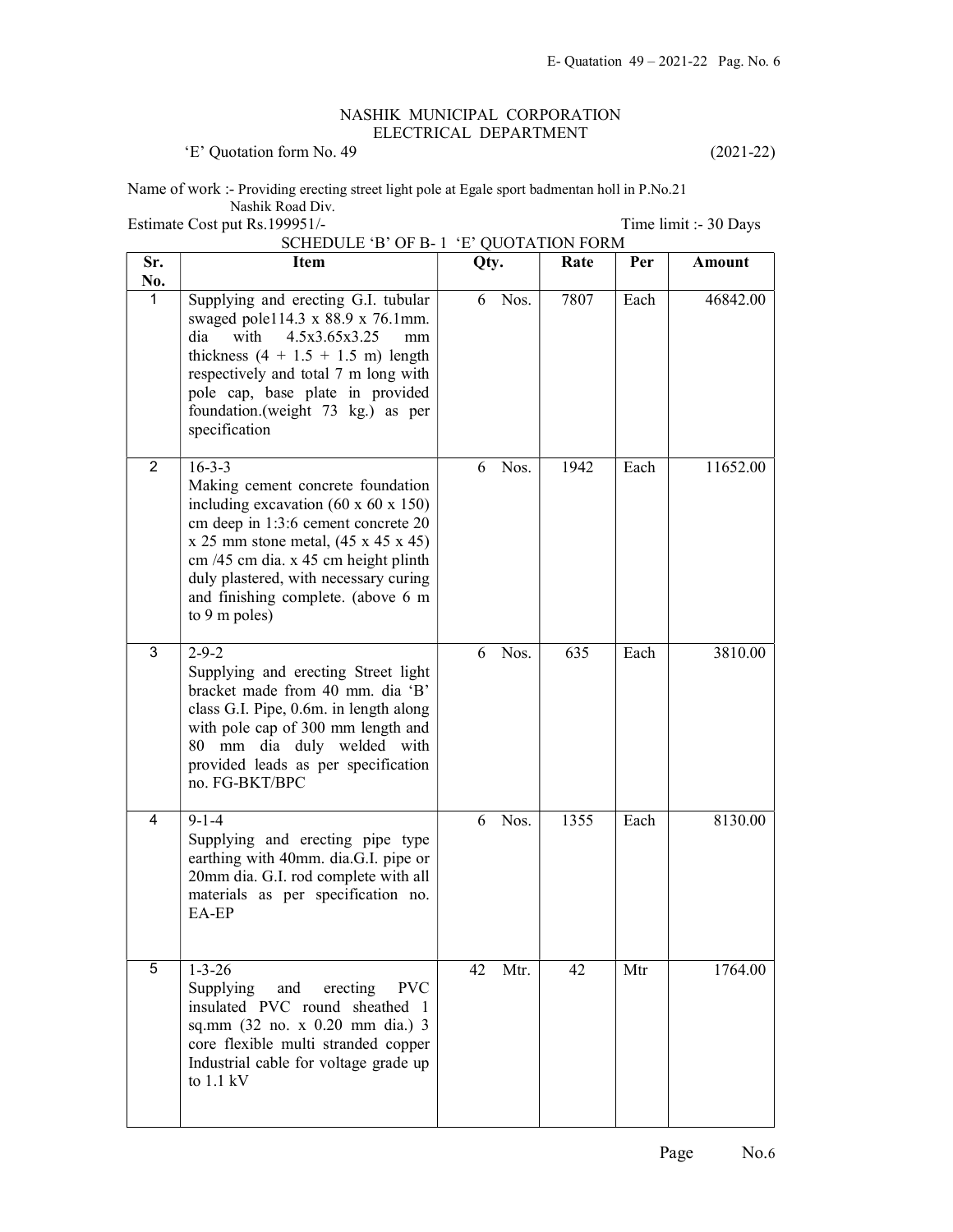NASHIK MUNICIPAL CORPORATION
ELECTRICAL DEPARTMENT

'E' Quotation form No. 49 (2021-22)

Name of work :- Providing erecting street light pole at Egale sport badmentan holl in P.No.21 Nashik Road Div.

Estimate Cost put Rs.199951/- Time limit :- 30 Days

SCHEDULE 'B' OF B- 1 'E' QUOTATION FORM

| Sr. No. | Item | Qty. | Rate | Per | Amount |
|---|---|---|---|---|---|
| 1 | Supplying and erecting G.I. tubular swaged pole114.3 x 88.9 x 76.1mm. dia with 4.5x3.65x3.25 mm thickness (4 + 1.5 + 1.5 m) length respectively and total 7 m long with pole cap, base plate in provided foundation.(weight 73 kg.) as per specification | 6 Nos. | 7807 | Each | 46842.00 |
| 2 | 16-3-3<br>Making cement concrete foundation including excavation (60 x 60 x 150) cm deep in 1:3:6 cement concrete 20 x 25 mm stone metal, (45 x 45 x 45) cm /45 cm dia. x 45 cm height plinth duly plastered, with necessary curing and finishing complete. (above 6 m to 9 m poles) | 6 Nos. | 1942 | Each | 11652.00 |
| 3 | 2-9-2<br>Supplying and erecting Street light bracket made from 40 mm. dia 'B' class G.I. Pipe, 0.6m. in length along with pole cap of 300 mm length and 80 mm dia duly welded with provided leads as per specification no. FG-BKT/BPC | 6 Nos. | 635 | Each | 3810.00 |
| 4 | 9-1-4<br>Supplying and erecting pipe type earthing with 40mm. dia.G.I. pipe or 20mm dia. G.I. rod complete with all materials as per specification no. EA-EP | 6 Nos. | 1355 | Each | 8130.00 |
| 5 | 1-3-26<br>Supplying and erecting PVC insulated PVC round sheathed 1 sq.mm (32 no. x 0.20 mm dia.) 3 core flexible multi stranded copper Industrial cable for voltage grade up to 1.1 kV | 42 Mtr. | 42 | Mtr | 1764.00 |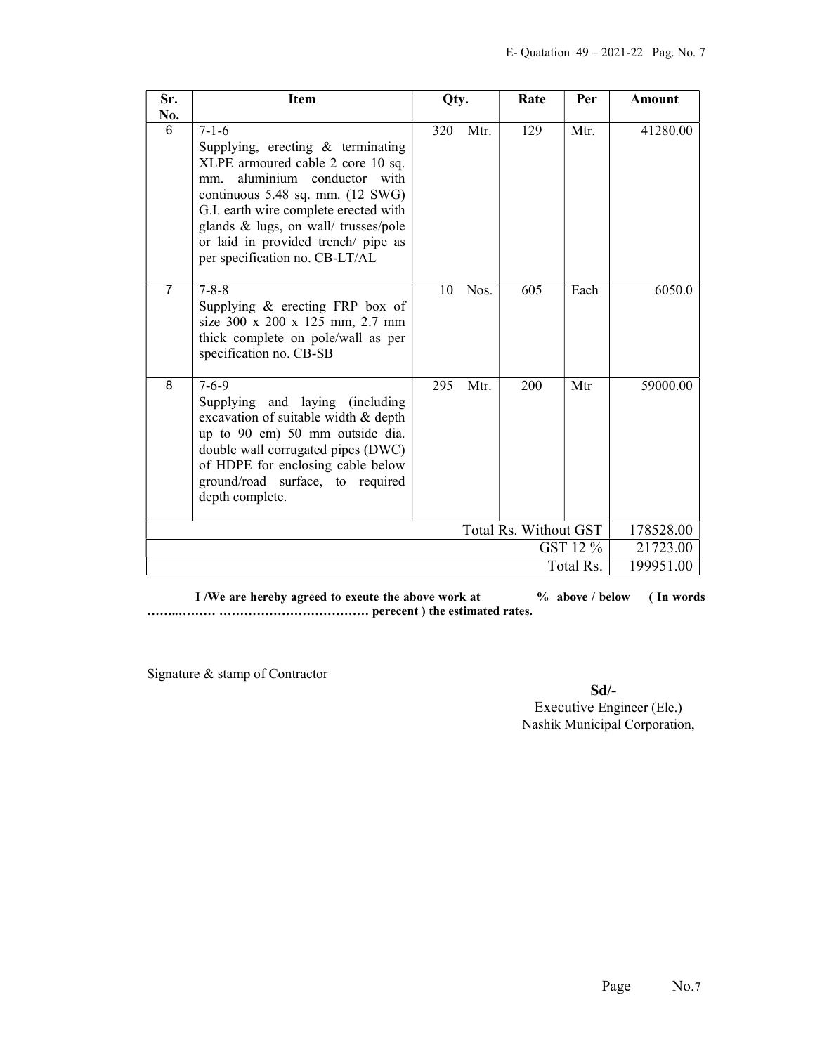| Sr. No. | Item | Qty. | Rate | Per | Amount |
|---|---|---|---|---|---|
| 6 | 7-1-6<br>Supplying, erecting & terminating XLPE armoured cable 2 core 10 sq. mm. aluminium conductor with continuous 5.48 sq. mm. (12 SWG) G.I. earth wire complete erected with glands & lugs, on wall/ trusses/pole or laid in provided trench/ pipe as per specification no. CB-LT/AL | 320 Mtr. | 129 | Mtr. | 41280.00 |
| 7 | 7-8-8<br>Supplying & erecting FRP box of size 300 x 200 x 125 mm, 2.7 mm thick complete on pole/wall as per specification no. CB-SB | 10 Nos. | 605 | Each | 6050.0 |
| 8 | 7-6-9<br>Supplying and laying (including excavation of suitable width & depth up to 90 cm) 50 mm outside dia. double wall corrugated pipes (DWC) of HDPE for enclosing cable below ground/road surface, to required depth complete. | 295 Mtr. | 200 | Mtr | 59000.00 |
| | | | | Total Rs. Without GST | 178528.00 |
| | | | | GST 12 % | 21723.00 |
| | | | | Total Rs. | 199951.00 |

**I /We are hereby agreed to exeute the above work at % above / below ( In words ……..……… ……………………………… perecent ) the estimated rates.**

Signature & stamp of Contractor

**Sd/-**
Executive Engineer (Ele.)
Nashik Municipal Corporation,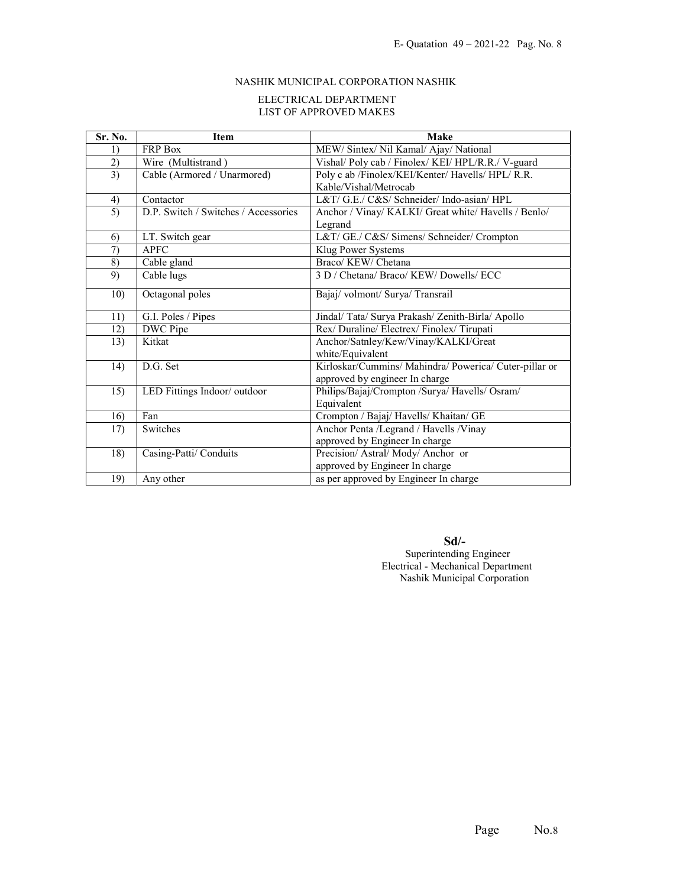NASHIK MUNICIPAL CORPORATION NASHIK

ELECTRICAL DEPARTMENT
LIST OF APPROVED MAKES

| Sr. No. | Item | Make |
|---|---|---|
| 1) | FRP Box | MEW/ Sintex/ Nil Kamal/ Ajay/ National |
| 2) | Wire (Multistrand ) | Vishal/ Poly cab / Finolex/ KEI/ HPL/R.R./ V-guard |
| 3) | Cable (Armored / Unarmored) | Poly c ab /Finolex/KEI/Kenter/ Havells/ HPL/ R.R. Kable/Vishal/Metrocab |
| 4) | Contactor | L&T/ G.E./ C&S/ Schneider/ Indo-asian/ HPL |
| 5) | D.P. Switch / Switches / Accessories | Anchor / Vinay/ KALKI/ Great white/ Havells / Benlo/ Legrand |
| 6) | LT. Switch gear | L&T/ GE./ C&S/ Simens/ Schneider/ Crompton |
| 7) | APFC | Klug Power Systems |
| 8) | Cable gland | Braco/ KEW/ Chetana |
| 9) | Cable lugs | 3 D / Chetana/ Braco/ KEW/ Dowells/ ECC |
| 10) | Octagonal poles | Bajaj/ volmont/ Surya/ Transrail |
| 11) | G.I. Poles / Pipes | Jindal/ Tata/ Surya Prakash/ Zenith-Birla/ Apollo |
| 12) | DWC Pipe | Rex/ Duraline/ Electrex/ Finolex/ Tirupati |
| 13) | Kitkat | Anchor/Satnley/Kew/Vinay/KALKI/Great white/Equivalent |
| 14) | D.G. Set | Kirloskar/Cummins/ Mahindra/ Powerica/ Cuter-pillar or approved by engineer In charge |
| 15) | LED Fittings Indoor/ outdoor | Philips/Bajaj/Crompton /Surya/ Havells/ Osram/ Equivalent |
| 16) | Fan | Crompton / Bajaj/ Havells/ Khaitan/ GE |
| 17) | Switches | Anchor Penta /Legrand / Havells /Vinay approved by Engineer In charge |
| 18) | Casing-Patti/ Conduits | Precision/ Astral/ Mody/ Anchor or approved by Engineer In charge |
| 19) | Any other | as per approved by Engineer In charge |

**Sd/-**
Superintending Engineer
Electrical - Mechanical Department
Nashik Municipal Corporation